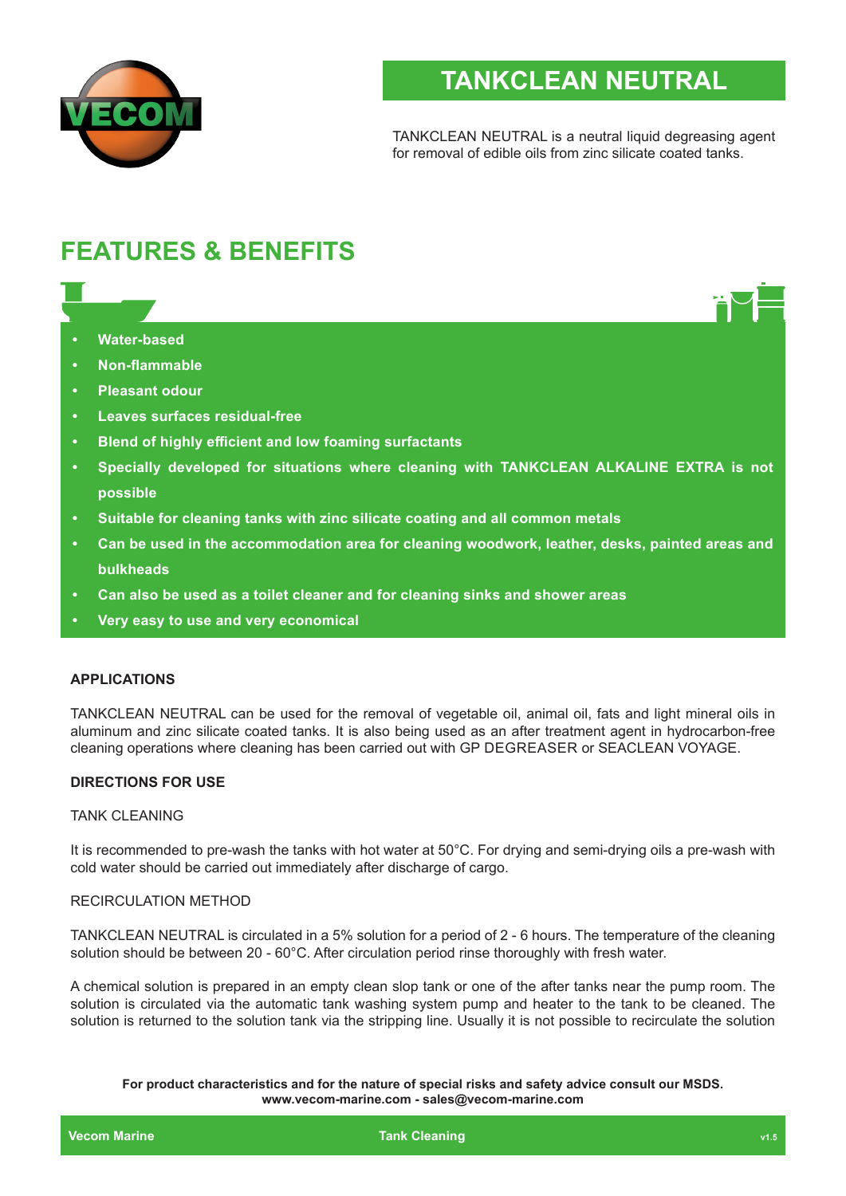# TANKCLEAN NEUTRAL

TANKCLEAN NEUTRAL is a neutral liquid degreasing agent for removal of edible oils from zinc silicate coated tanks.

## FEATURES & BENEFITS

- **Water-based**
- **Non-flammable**
- **Pleasant odour**
- **Leaves surfaces residual-free**
- **Blend of highly efficient and low foaming surfactants**
- **Specially developed for situations where cleaning with TANKCLEAN ALKALINE EXTRA is not possible**
- **Suitable for cleaning tanks with zinc silicate coating and all common metals**
- **Can be used in the accommodation area for cleaning woodwork, leather, desks, painted areas and bulkheads**
- **Can also be used as a toilet cleaner and for cleaning sinks and shower areas**
- **Very easy to use and very economical**

### APPLICATIONS

TANKCLEAN NEUTRAL can be used for the removal of vegetable oil, animal oil, fats and light mineral oils in aluminum and zinc silicate coated tanks. It is also being used as an after treatment agent in hydrocarbon-free cleaning operations where cleaning has been carried out with GP DEGREASER or SEACLEAN VOYAGE.

### DIRECTIONS FOR USE

TANK CLEANING

It is recommended to pre-wash the tanks with hot water at 50°C. For drying and semi-drying oils a pre-wash with cold water should be carried out immediately after discharge of cargo.

RECIRCULATION METHOD

TANKCLEAN NEUTRAL is circulated in a 5% solution for a period of 2 - 6 hours. The temperature of the cleaning solution should be between 20 - 60°C. After circulation period rinse thoroughly with fresh water.

A chemical solution is prepared in an empty clean slop tank or one of the after tanks near the pump room. The solution is circulated via the automatic tank washing system pump and heater to the tank to be cleaned. The solution is returned to the solution tank via the stripping line. Usually it is not possible to recirculate the solution

**For product characteristics and for the nature of special risks and safety advice consult our MSDS.**
**www.vecom-marine.com - sales@vecom-marine.com**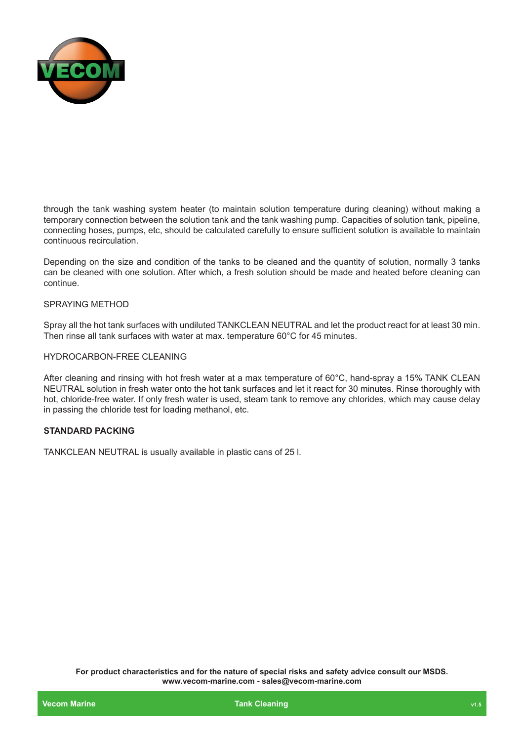through the tank washing system heater (to maintain solution temperature during cleaning) without making a temporary connection between the solution tank and the tank washing pump. Capacities of solution tank, pipeline, connecting hoses, pumps, etc, should be calculated carefully to ensure sufficient solution is available to maintain continuous recirculation.

Depending on the size and condition of the tanks to be cleaned and the quantity of solution, normally 3 tanks can be cleaned with one solution. After which, a fresh solution should be made and heated before cleaning can continue.

SPRAYING METHOD

Spray all the hot tank surfaces with undiluted TANKCLEAN NEUTRAL and let the product react for at least 30 min. Then rinse all tank surfaces with water at max. temperature 60°C for 45 minutes.

HYDROCARBON-FREE CLEANING

After cleaning and rinsing with hot fresh water at a max temperature of 60°C, hand-spray a 15% TANK CLEAN NEUTRAL solution in fresh water onto the hot tank surfaces and let it react for 30 minutes. Rinse thoroughly with hot, chloride-free water. If only fresh water is used, steam tank to remove any chlorides, which may cause delay in passing the chloride test for loading methanol, etc.

**STANDARD PACKING**

TANKCLEAN NEUTRAL is usually available in plastic cans of 25 l.

**For product characteristics and for the nature of special risks and safety advice consult our MSDS.**
**www.vecom-marine.com - sales@vecom-marine.com**